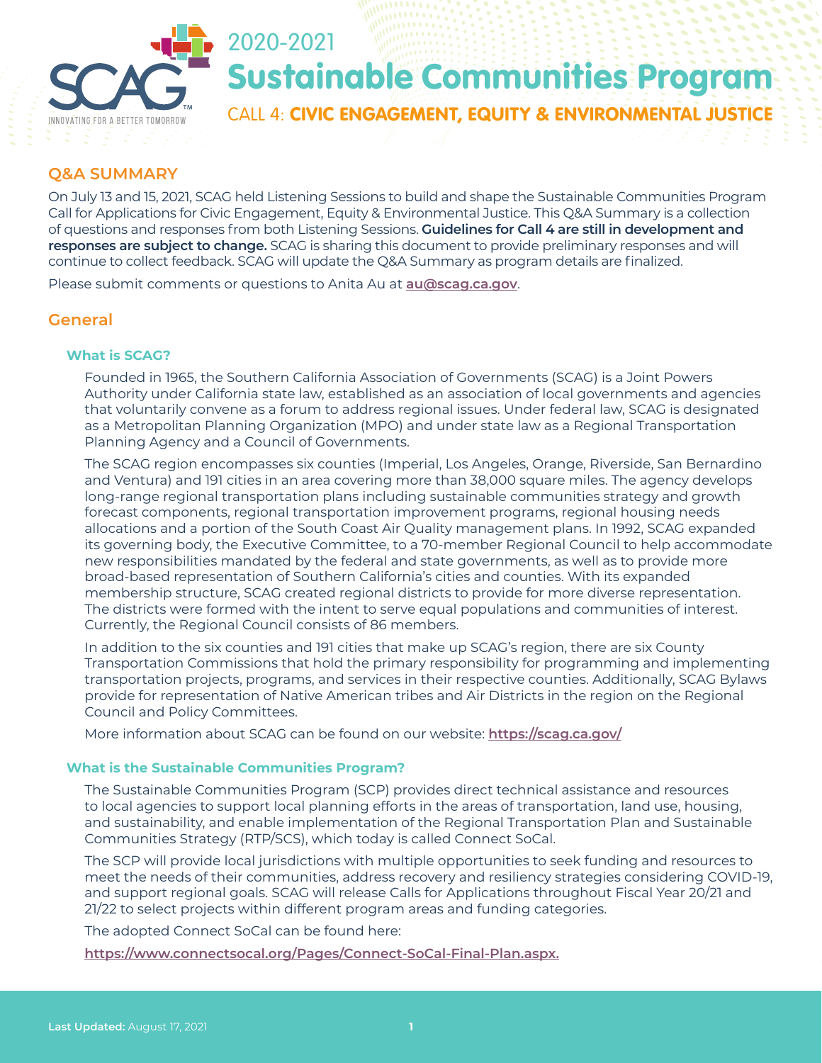# 2020-2021 Sustainable Communities Program

## CALL 4: CIVIC ENGAGEMENT, EQUITY & ENVIRONMENTAL JUSTICE

## Q&A SUMMARY

On July 13 and 15, 2021, SCAG held Listening Sessions to build and shape the Sustainable Communities Program Call for Applications for Civic Engagement, Equity & Environmental Justice. This Q&A Summary is a collection of questions and responses from both Listening Sessions. **Guidelines for Call 4 are still in development and responses are subject to change.** SCAG is sharing this document to provide preliminary responses and will continue to collect feedback. SCAG will update the Q&A Summary as program details are finalized.

Please submit comments or questions to Anita Au at **au@scag.ca.gov**.

## General

### What is SCAG?

Founded in 1965, the Southern California Association of Governments (SCAG) is a Joint Powers Authority under California state law, established as an association of local governments and agencies that voluntarily convene as a forum to address regional issues. Under federal law, SCAG is designated as a Metropolitan Planning Organization (MPO) and under state law as a Regional Transportation Planning Agency and a Council of Governments.

The SCAG region encompasses six counties (Imperial, Los Angeles, Orange, Riverside, San Bernardino and Ventura) and 191 cities in an area covering more than 38,000 square miles. The agency develops long-range regional transportation plans including sustainable communities strategy and growth forecast components, regional transportation improvement programs, regional housing needs allocations and a portion of the South Coast Air Quality management plans. In 1992, SCAG expanded its governing body, the Executive Committee, to a 70-member Regional Council to help accommodate new responsibilities mandated by the federal and state governments, as well as to provide more broad-based representation of Southern California's cities and counties. With its expanded membership structure, SCAG created regional districts to provide for more diverse representation. The districts were formed with the intent to serve equal populations and communities of interest. Currently, the Regional Council consists of 86 members.

In addition to the six counties and 191 cities that make up SCAG's region, there are six County Transportation Commissions that hold the primary responsibility for programming and implementing transportation projects, programs, and services in their respective counties. Additionally, SCAG Bylaws provide for representation of Native American tribes and Air Districts in the region on the Regional Council and Policy Committees.

More information about SCAG can be found on our website: **https://scag.ca.gov/**

### What is the Sustainable Communities Program?

The Sustainable Communities Program (SCP) provides direct technical assistance and resources to local agencies to support local planning efforts in the areas of transportation, land use, housing, and sustainability, and enable implementation of the Regional Transportation Plan and Sustainable Communities Strategy (RTP/SCS), which today is called Connect SoCal.

The SCP will provide local jurisdictions with multiple opportunities to seek funding and resources to meet the needs of their communities, address recovery and resiliency strategies considering COVID-19, and support regional goals. SCAG will release Calls for Applications throughout Fiscal Year 20/21 and 21/22 to select projects within different program areas and funding categories.

The adopted Connect SoCal can be found here:

**https://www.connectsocal.org/Pages/Connect-SoCal-Final-Plan.aspx.**

**Last Updated:** August 17, 2021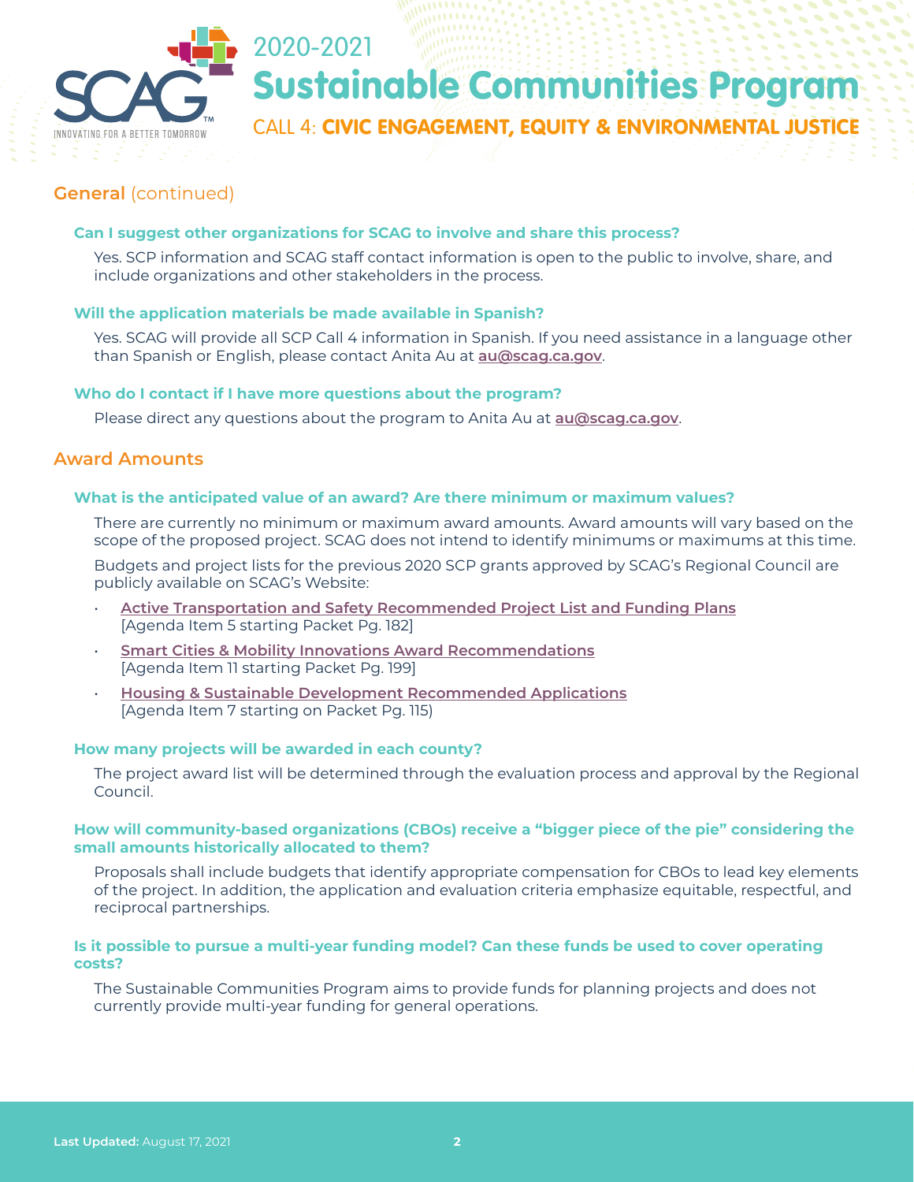## General (continued)

### Can I suggest other organizations for SCAG to involve and share this process?

Yes. SCP information and SCAG staff contact information is open to the public to involve, share, and include organizations and other stakeholders in the process.

### Will the application materials be made available in Spanish?

Yes. SCAG will provide all SCP Call 4 information in Spanish. If you need assistance in a language other than Spanish or English, please contact Anita Au at **au@scag.ca.gov**.

### Who do I contact if I have more questions about the program?

Please direct any questions about the program to Anita Au at **au@scag.ca.gov**.

## Award Amounts

### What is the anticipated value of an award? Are there minimum or maximum values?

There are currently no minimum or maximum award amounts. Award amounts will vary based on the scope of the proposed project. SCAG does not intend to identify minimums or maximums at this time.

Budgets and project lists for the previous 2020 SCP grants approved by SCAG's Regional Council are publicly available on SCAG's Website:

- Active Transportation and Safety Recommended Project List and Funding Plans [Agenda Item 5 starting Packet Pg. 182]
- Smart Cities & Mobility Innovations Award Recommendations [Agenda Item 11 starting Packet Pg. 199]
- Housing & Sustainable Development Recommended Applications [Agenda Item 7 starting on Packet Pg. 115)

### How many projects will be awarded in each county?

The project award list will be determined through the evaluation process and approval by the Regional Council.

### How will community-based organizations (CBOs) receive a "bigger piece of the pie" considering the small amounts historically allocated to them?

Proposals shall include budgets that identify appropriate compensation for CBOs to lead key elements of the project. In addition, the application and evaluation criteria emphasize equitable, respectful, and reciprocal partnerships.

### Is it possible to pursue a multi-year funding model? Can these funds be used to cover operating costs?

The Sustainable Communities Program aims to provide funds for planning projects and does not currently provide multi-year funding for general operations.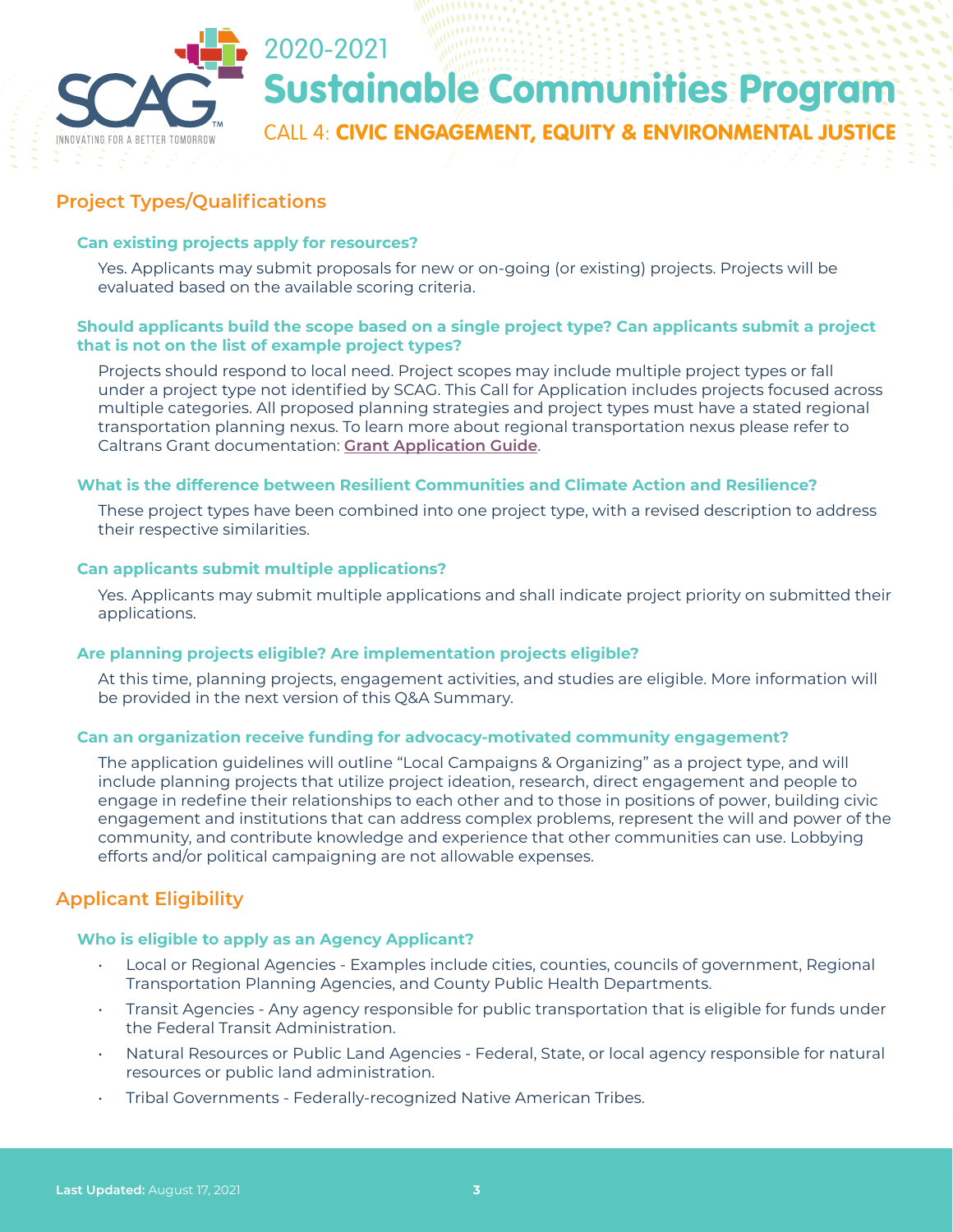## Project Types/Qualifications

### Can existing projects apply for resources?

Yes. Applicants may submit proposals for new or on-going (or existing) projects. Projects will be evaluated based on the available scoring criteria.

### Should applicants build the scope based on a single project type? Can applicants submit a project that is not on the list of example project types?

Projects should respond to local need. Project scopes may include multiple project types or fall under a project type not identified by SCAG. This Call for Application includes projects focused across multiple categories. All proposed planning strategies and project types must have a stated regional transportation planning nexus. To learn more about regional transportation nexus please refer to Caltrans Grant documentation: **Grant Application Guide**.

### What is the difference between Resilient Communities and Climate Action and Resilience?

These project types have been combined into one project type, with a revised description to address their respective similarities.

### Can applicants submit multiple applications?

Yes. Applicants may submit multiple applications and shall indicate project priority on submitted their applications.

### Are planning projects eligible? Are implementation projects eligible?

At this time, planning projects, engagement activities, and studies are eligible. More information will be provided in the next version of this Q&A Summary.

### Can an organization receive funding for advocacy-motivated community engagement?

The application guidelines will outline "Local Campaigns & Organizing" as a project type, and will include planning projects that utilize project ideation, research, direct engagement and people to engage in redefine their relationships to each other and to those in positions of power, building civic engagement and institutions that can address complex problems, represent the will and power of the community, and contribute knowledge and experience that other communities can use. Lobbying efforts and/or political campaigning are not allowable expenses.

## Applicant Eligibility

### Who is eligible to apply as an Agency Applicant?

- Local or Regional Agencies - Examples include cities, counties, councils of government, Regional Transportation Planning Agencies, and County Public Health Departments.
- Transit Agencies - Any agency responsible for public transportation that is eligible for funds under the Federal Transit Administration.
- Natural Resources or Public Land Agencies - Federal, State, or local agency responsible for natural resources or public land administration.
- Tribal Governments - Federally-recognized Native American Tribes.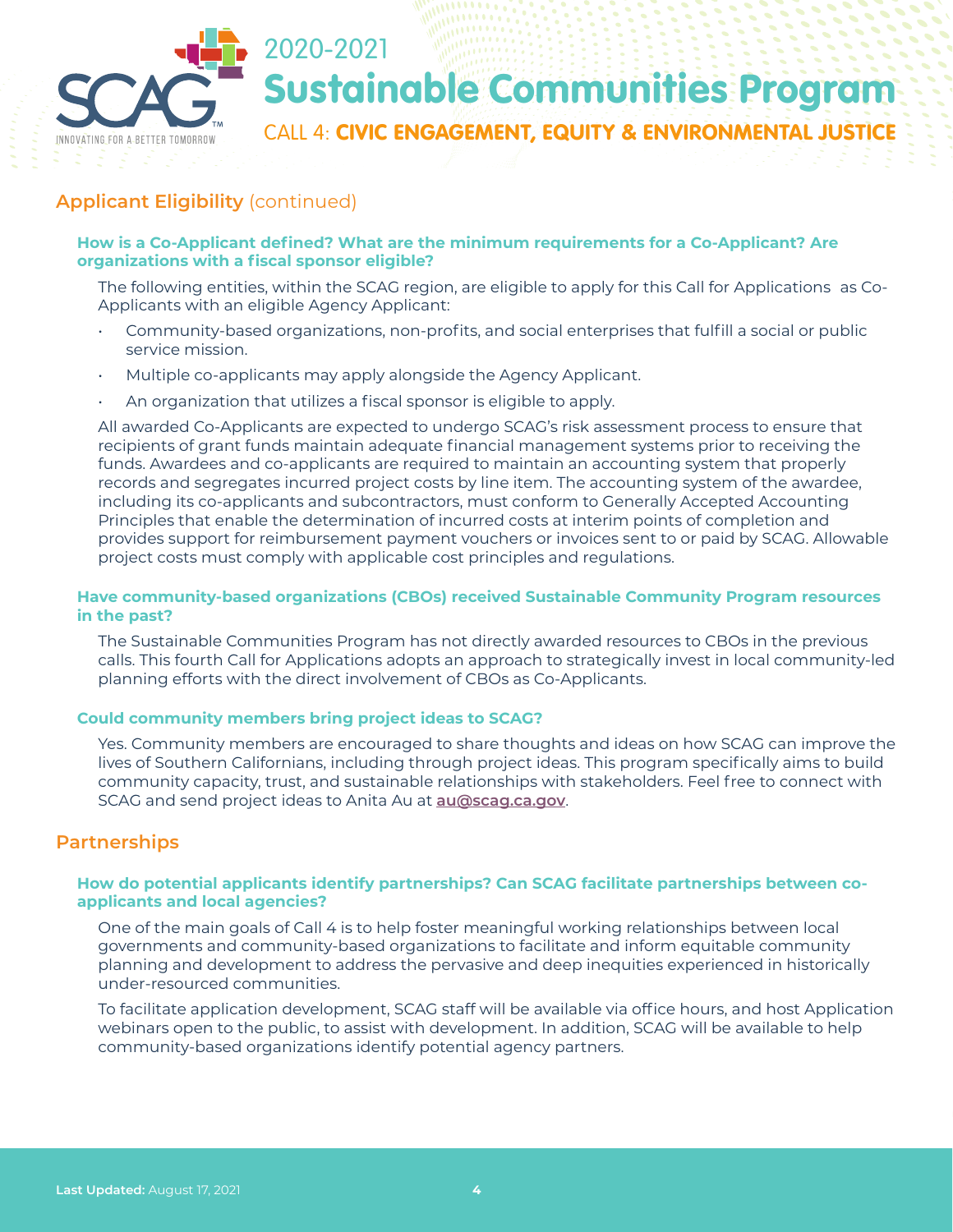## Applicant Eligibility (continued)

### How is a Co-Applicant defined? What are the minimum requirements for a Co-Applicant? Are organizations with a fiscal sponsor eligible?

The following entities, within the SCAG region, are eligible to apply for this Call for Applications as Co-Applicants with an eligible Agency Applicant:

- Community-based organizations, non-profits, and social enterprises that fulfill a social or public service mission.
- Multiple co-applicants may apply alongside the Agency Applicant.
- An organization that utilizes a fiscal sponsor is eligible to apply.

All awarded Co-Applicants are expected to undergo SCAG's risk assessment process to ensure that recipients of grant funds maintain adequate financial management systems prior to receiving the funds. Awardees and co-applicants are required to maintain an accounting system that properly records and segregates incurred project costs by line item. The accounting system of the awardee, including its co-applicants and subcontractors, must conform to Generally Accepted Accounting Principles that enable the determination of incurred costs at interim points of completion and provides support for reimbursement payment vouchers or invoices sent to or paid by SCAG. Allowable project costs must comply with applicable cost principles and regulations.

### Have community-based organizations (CBOs) received Sustainable Community Program resources in the past?

The Sustainable Communities Program has not directly awarded resources to CBOs in the previous calls. This fourth Call for Applications adopts an approach to strategically invest in local community-led planning efforts with the direct involvement of CBOs as Co-Applicants.

### Could community members bring project ideas to SCAG?

Yes. Community members are encouraged to share thoughts and ideas on how SCAG can improve the lives of Southern Californians, including through project ideas. This program specifically aims to build community capacity, trust, and sustainable relationships with stakeholders. Feel free to connect with SCAG and send project ideas to Anita Au at **au@scag.ca.gov**.

## Partnerships

### How do potential applicants identify partnerships? Can SCAG facilitate partnerships between co-applicants and local agencies?

One of the main goals of Call 4 is to help foster meaningful working relationships between local governments and community-based organizations to facilitate and inform equitable community planning and development to address the pervasive and deep inequities experienced in historically under-resourced communities.

To facilitate application development, SCAG staff will be available via office hours, and host Application webinars open to the public, to assist with development. In addition, SCAG will be available to help community-based organizations identify potential agency partners.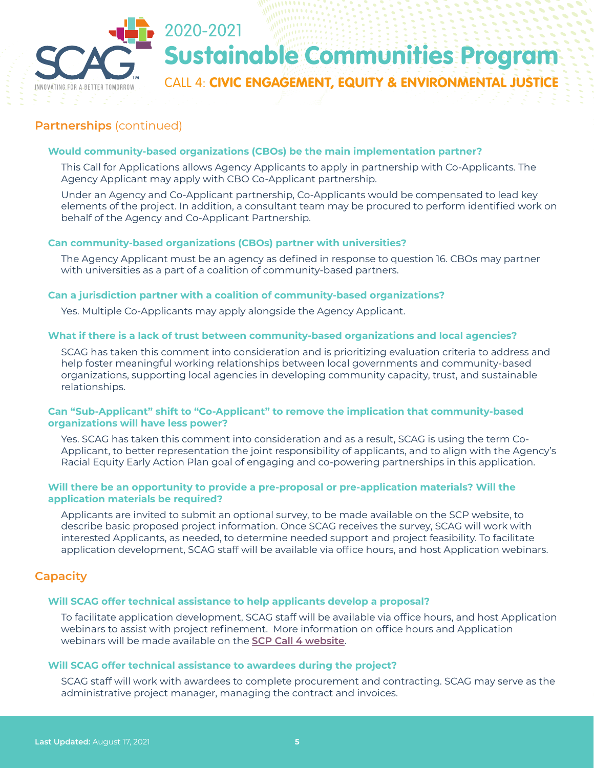## Partnerships (continued)

### Would community-based organizations (CBOs) be the main implementation partner?

This Call for Applications allows Agency Applicants to apply in partnership with Co-Applicants. The Agency Applicant may apply with CBO Co-Applicant partnership.

Under an Agency and Co-Applicant partnership, Co-Applicants would be compensated to lead key elements of the project. In addition, a consultant team may be procured to perform identified work on behalf of the Agency and Co-Applicant Partnership.

### Can community-based organizations (CBOs) partner with universities?

The Agency Applicant must be an agency as defined in response to question 16. CBOs may partner with universities as a part of a coalition of community-based partners.

### Can a jurisdiction partner with a coalition of community-based organizations?

Yes. Multiple Co-Applicants may apply alongside the Agency Applicant.

### What if there is a lack of trust between community-based organizations and local agencies?

SCAG has taken this comment into consideration and is prioritizing evaluation criteria to address and help foster meaningful working relationships between local governments and community-based organizations, supporting local agencies in developing community capacity, trust, and sustainable relationships.

### Can "Sub-Applicant" shift to "Co-Applicant" to remove the implication that community-based organizations will have less power?

Yes. SCAG has taken this comment into consideration and as a result, SCAG is using the term Co-Applicant, to better representation the joint responsibility of applicants, and to align with the Agency's Racial Equity Early Action Plan goal of engaging and co-powering partnerships in this application.

### Will there be an opportunity to provide a pre-proposal or pre-application materials? Will the application materials be required?

Applicants are invited to submit an optional survey, to be made available on the SCP website, to describe basic proposed project information. Once SCAG receives the survey, SCAG will work with interested Applicants, as needed, to determine needed support and project feasibility. To facilitate application development, SCAG staff will be available via office hours, and host Application webinars.

## Capacity

### Will SCAG offer technical assistance to help applicants develop a proposal?

To facilitate application development, SCAG staff will be available via office hours, and host Application webinars to assist with project refinement. More information on office hours and Application webinars will be made available on the **SCP Call 4 website**.

### Will SCAG offer technical assistance to awardees during the project?

SCAG staff will work with awardees to complete procurement and contracting. SCAG may serve as the administrative project manager, managing the contract and invoices.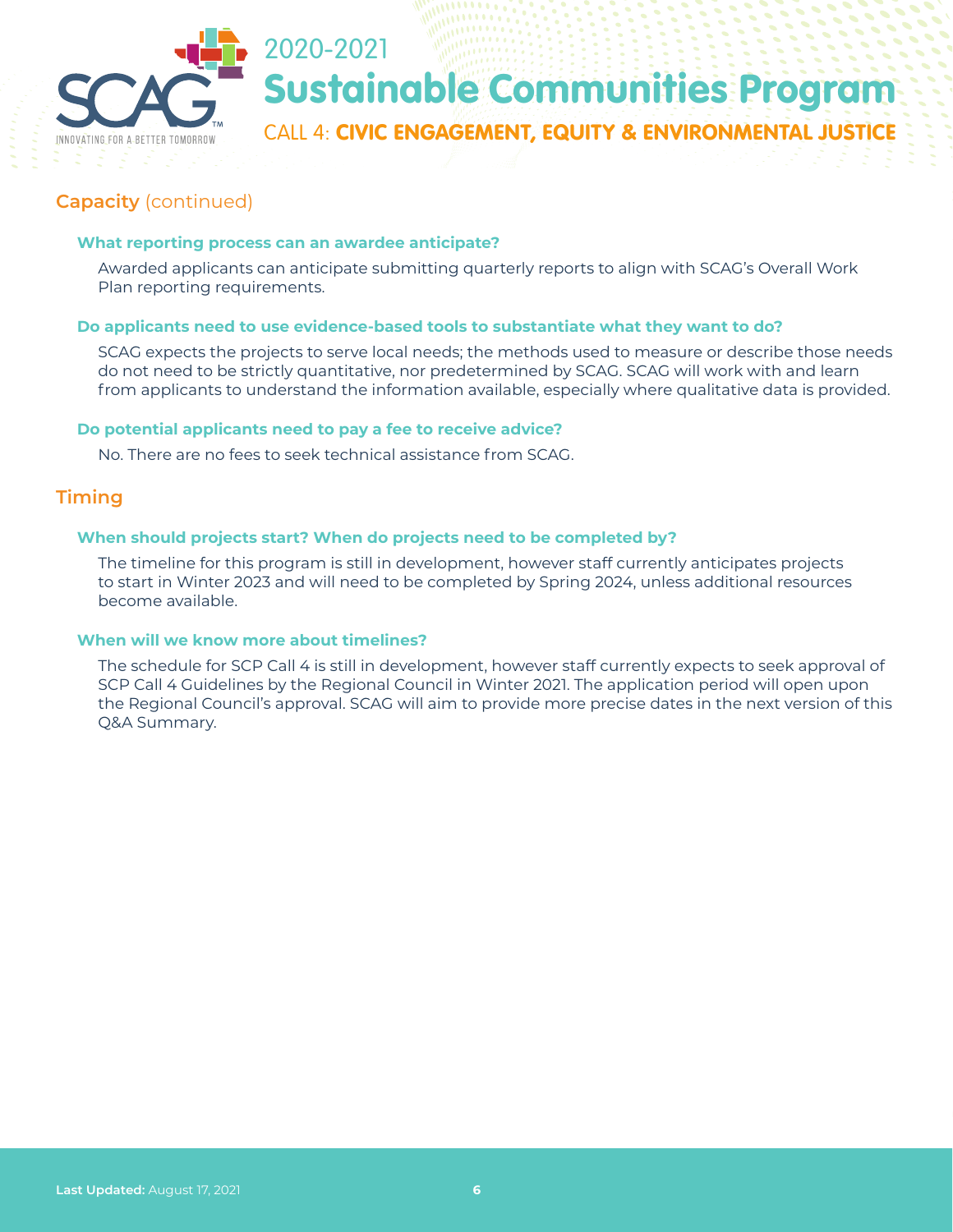## Capacity (continued)

### What reporting process can an awardee anticipate?

Awarded applicants can anticipate submitting quarterly reports to align with SCAG's Overall Work Plan reporting requirements.

### Do applicants need to use evidence-based tools to substantiate what they want to do?

SCAG expects the projects to serve local needs; the methods used to measure or describe those needs do not need to be strictly quantitative, nor predetermined by SCAG. SCAG will work with and learn from applicants to understand the information available, especially where qualitative data is provided.

### Do potential applicants need to pay a fee to receive advice?

No. There are no fees to seek technical assistance from SCAG.

## Timing

### When should projects start? When do projects need to be completed by?

The timeline for this program is still in development, however staff currently anticipates projects to start in Winter 2023 and will need to be completed by Spring 2024, unless additional resources become available.

### When will we know more about timelines?

The schedule for SCP Call 4 is still in development, however staff currently expects to seek approval of SCP Call 4 Guidelines by the Regional Council in Winter 2021. The application period will open upon the Regional Council's approval. SCAG will aim to provide more precise dates in the next version of this Q&A Summary.